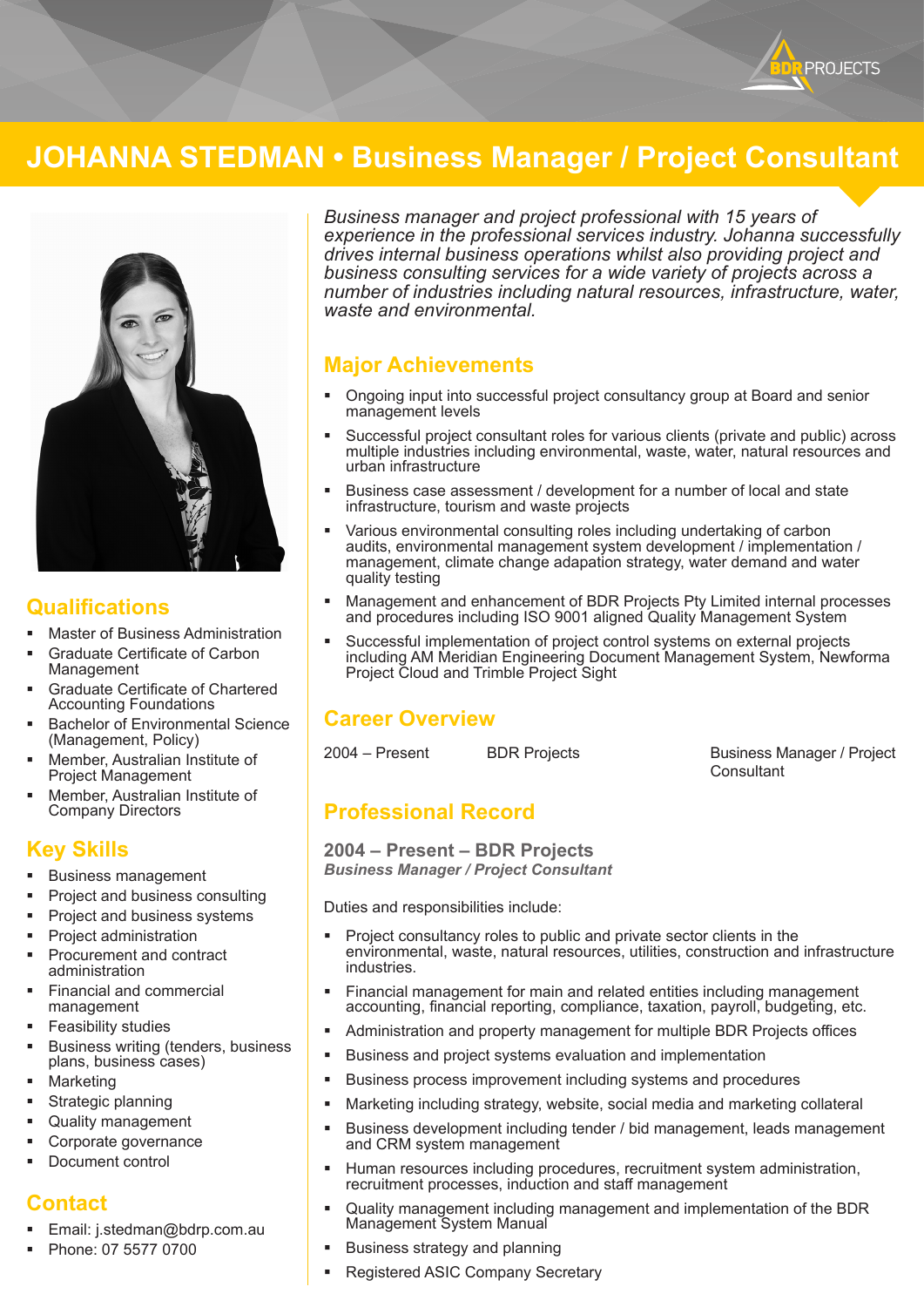# JOHANNA STEDMAN • Business Manager / Project Consultant

*Business manager and project professional with 15 years of experience in the professional services industry. Johanna successfully drives internal business operations whilst also providing project and business consulting services for a wide variety of projects across a number of industries including natural resources, infrastructure, water, waste and environmental.*

## Qualifications

- Master of Business Administration
- Graduate Certificate of Carbon Management
- Graduate Certificate of Chartered Accounting Foundations
- Bachelor of Environmental Science (Management, Policy)
- Member, Australian Institute of Project Management
- Member, Australian Institute of Company Directors

## Key Skills

- Business management
- Project and business consulting
- Project and business systems
- Project administration
- Procurement and contract administration
- Financial and commercial management
- Feasibility studies
- Business writing (tenders, business plans, business cases)
- Marketing
- Strategic planning
- Quality management
- Corporate governance
- Document control

## Contact

- Email: j.stedman@bdrp.com.au
- Phone: 07 5577 0700

## Major Achievements

- Ongoing input into successful project consultancy group at Board and senior management levels
- Successful project consultant roles for various clients (private and public) across multiple industries including environmental, waste, water, natural resources and urban infrastructure
- Business case assessment / development for a number of local and state infrastructure, tourism and waste projects
- Various environmental consulting roles including undertaking of carbon audits, environmental management system development / implementation / management, climate change adapation strategy, water demand and water quality testing
- Management and enhancement of BDR Projects Pty Limited internal processes and procedures including ISO 9001 aligned Quality Management System
- Successful implementation of project control systems on external projects including AM Meridian Engineering Document Management System, Newforma Project Cloud and Trimble Project Sight

## Career Overview

| | | |
|---|---|---|
| 2004 – Present | BDR Projects | Business Manager / Project Consultant |

## Professional Record

### 2004 – Present – BDR Projects

***Business Manager / Project Consultant***

Duties and responsibilities include:

- Project consultancy roles to public and private sector clients in the environmental, waste, natural resources, utilities, construction and infrastructure industries.
- Financial management for main and related entities including management accounting, financial reporting, compliance, taxation, payroll, budgeting, etc.
- Administration and property management for multiple BDR Projects offices
- Business and project systems evaluation and implementation
- Business process improvement including systems and procedures
- Marketing including strategy, website, social media and marketing collateral
- Business development including tender / bid management, leads management and CRM system management
- Human resources including procedures, recruitment system administration, recruitment processes, induction and staff management
- Quality management including management and implementation of the BDR Management System Manual
- Business strategy and planning
- Registered ASIC Company Secretary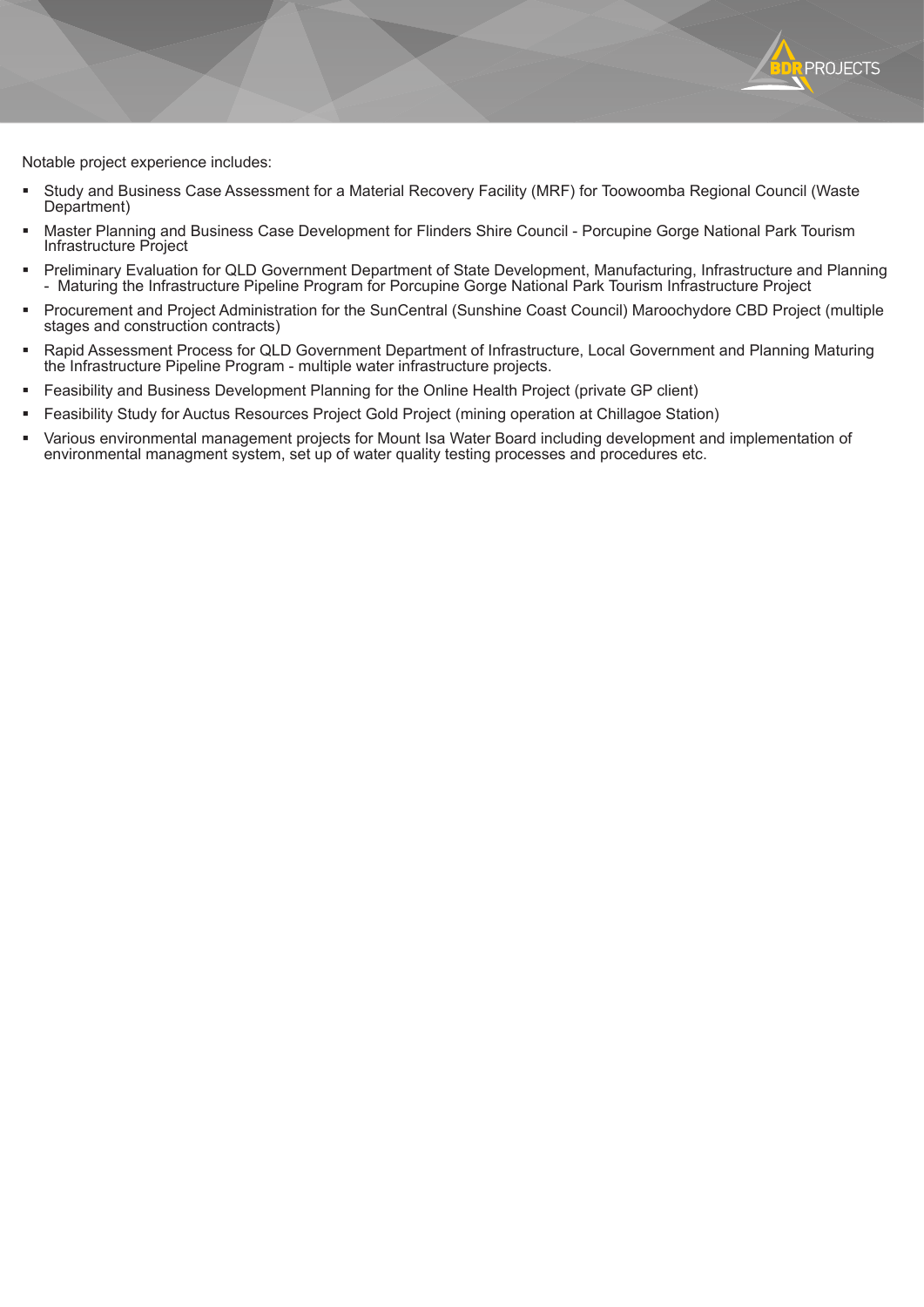Notable project experience includes:

- Study and Business Case Assessment for a Material Recovery Facility (MRF) for Toowoomba Regional Council (Waste Department)
- Master Planning and Business Case Development for Flinders Shire Council - Porcupine Gorge National Park Tourism Infrastructure Project
- Preliminary Evaluation for QLD Government Department of State Development, Manufacturing, Infrastructure and Planning - Maturing the Infrastructure Pipeline Program for Porcupine Gorge National Park Tourism Infrastructure Project
- Procurement and Project Administration for the SunCentral (Sunshine Coast Council) Maroochydore CBD Project (multiple stages and construction contracts)
- Rapid Assessment Process for QLD Government Department of Infrastructure, Local Government and Planning Maturing the Infrastructure Pipeline Program - multiple water infrastructure projects.
- Feasibility and Business Development Planning for the Online Health Project (private GP client)
- Feasibility Study for Auctus Resources Project Gold Project (mining operation at Chillagoe Station)
- Various environmental management projects for Mount Isa Water Board including development and implementation of environmental managment system, set up of water quality testing processes and procedures etc.